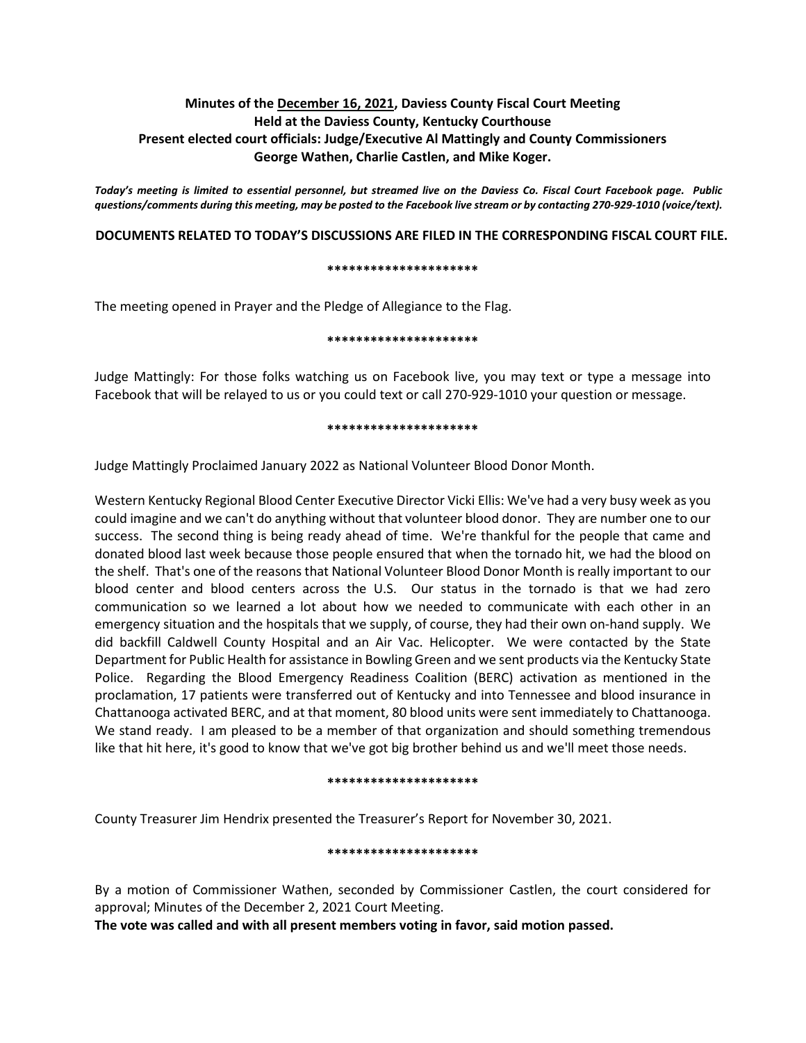**Minutes of the December 16, 2021, Daviess County Fiscal Court Meeting**
**Held at the Daviess County, Kentucky Courthouse**
**Present elected court officials: Judge/Executive Al Mattingly and County Commissioners George Wathen, Charlie Castlen, and Mike Koger.**

***Today's meeting is limited to essential personnel, but streamed live on the Daviess Co. Fiscal Court Facebook page. Public questions/comments during this meeting, may be posted to the Facebook live stream or by contacting 270-929-1010 (voice/text).***

**DOCUMENTS RELATED TO TODAY'S DISCUSSIONS ARE FILED IN THE CORRESPONDING FISCAL COURT FILE.**

*********************

The meeting opened in Prayer and the Pledge of Allegiance to the Flag.

*********************

Judge Mattingly: For those folks watching us on Facebook live, you may text or type a message into Facebook that will be relayed to us or you could text or call 270-929-1010 your question or message.

*********************

Judge Mattingly Proclaimed January 2022 as National Volunteer Blood Donor Month.

Western Kentucky Regional Blood Center Executive Director Vicki Ellis: We've had a very busy week as you could imagine and we can't do anything without that volunteer blood donor. They are number one to our success. The second thing is being ready ahead of time. We're thankful for the people that came and donated blood last week because those people ensured that when the tornado hit, we had the blood on the shelf. That's one of the reasons that National Volunteer Blood Donor Month is really important to our blood center and blood centers across the U.S. Our status in the tornado is that we had zero communication so we learned a lot about how we needed to communicate with each other in an emergency situation and the hospitals that we supply, of course, they had their own on-hand supply. We did backfill Caldwell County Hospital and an Air Vac. Helicopter. We were contacted by the State Department for Public Health for assistance in Bowling Green and we sent products via the Kentucky State Police. Regarding the Blood Emergency Readiness Coalition (BERC) activation as mentioned in the proclamation, 17 patients were transferred out of Kentucky and into Tennessee and blood insurance in Chattanooga activated BERC, and at that moment, 80 blood units were sent immediately to Chattanooga. We stand ready. I am pleased to be a member of that organization and should something tremendous like that hit here, it's good to know that we've got big brother behind us and we'll meet those needs.

*********************

County Treasurer Jim Hendrix presented the Treasurer's Report for November 30, 2021.

*********************

By a motion of Commissioner Wathen, seconded by Commissioner Castlen, the court considered for approval; Minutes of the December 2, 2021 Court Meeting.
**The vote was called and with all present members voting in favor, said motion passed.**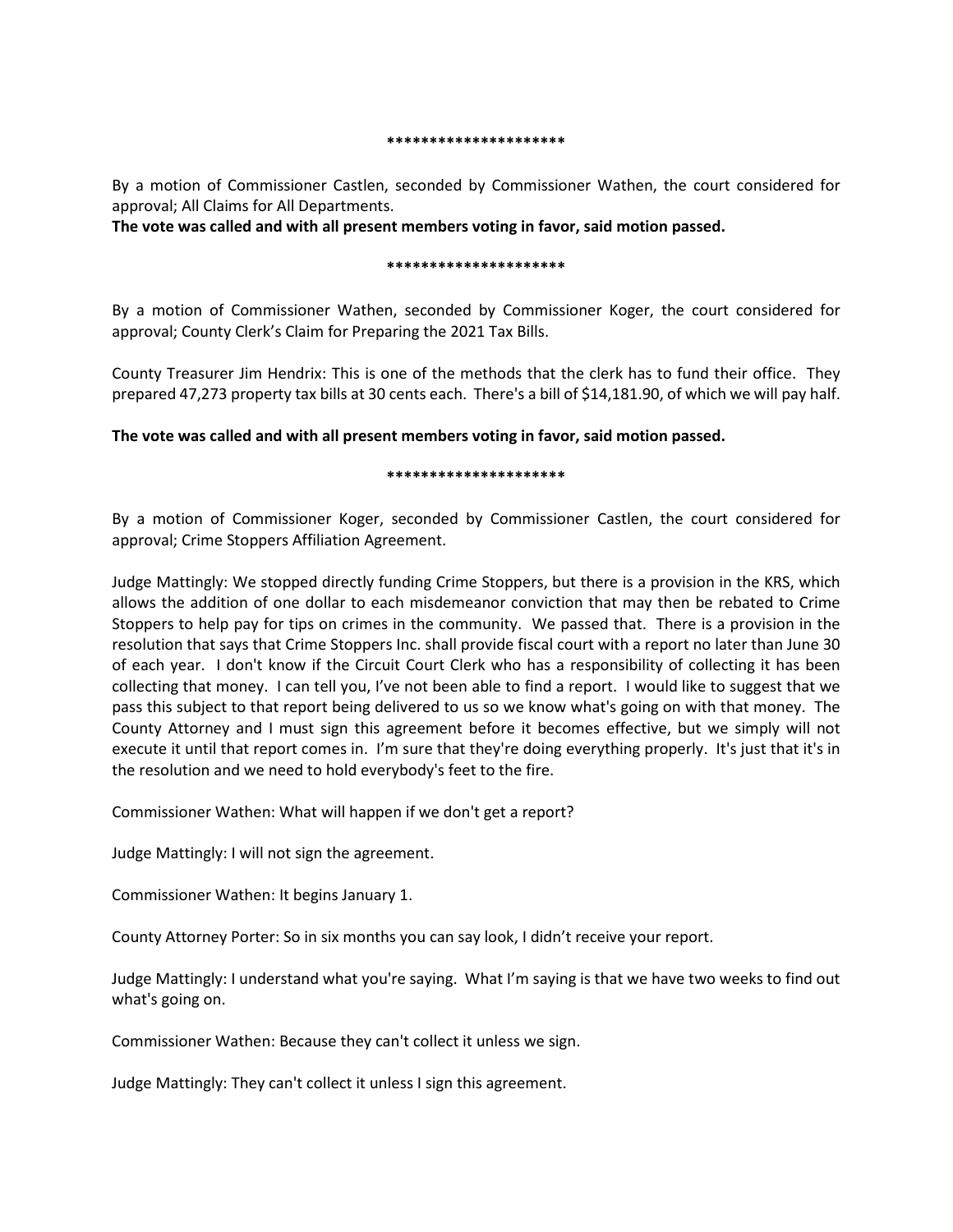*********************

By a motion of Commissioner Castlen, seconded by Commissioner Wathen, the court considered for approval; All Claims for All Departments.

**The vote was called and with all present members voting in favor, said motion passed.**

*********************

By a motion of Commissioner Wathen, seconded by Commissioner Koger, the court considered for approval; County Clerk's Claim for Preparing the 2021 Tax Bills.

County Treasurer Jim Hendrix: This is one of the methods that the clerk has to fund their office. They prepared 47,273 property tax bills at 30 cents each. There's a bill of $14,181.90, of which we will pay half.

**The vote was called and with all present members voting in favor, said motion passed.**

*********************

By a motion of Commissioner Koger, seconded by Commissioner Castlen, the court considered for approval; Crime Stoppers Affiliation Agreement.

Judge Mattingly: We stopped directly funding Crime Stoppers, but there is a provision in the KRS, which allows the addition of one dollar to each misdemeanor conviction that may then be rebated to Crime Stoppers to help pay for tips on crimes in the community. We passed that. There is a provision in the resolution that says that Crime Stoppers Inc. shall provide fiscal court with a report no later than June 30 of each year. I don't know if the Circuit Court Clerk who has a responsibility of collecting it has been collecting that money. I can tell you, I've not been able to find a report. I would like to suggest that we pass this subject to that report being delivered to us so we know what's going on with that money. The County Attorney and I must sign this agreement before it becomes effective, but we simply will not execute it until that report comes in. I'm sure that they're doing everything properly. It's just that it's in the resolution and we need to hold everybody's feet to the fire.

Commissioner Wathen: What will happen if we don't get a report?

Judge Mattingly: I will not sign the agreement.

Commissioner Wathen: It begins January 1.

County Attorney Porter: So in six months you can say look, I didn't receive your report.

Judge Mattingly: I understand what you're saying. What I'm saying is that we have two weeks to find out what's going on.

Commissioner Wathen: Because they can't collect it unless we sign.

Judge Mattingly: They can't collect it unless I sign this agreement.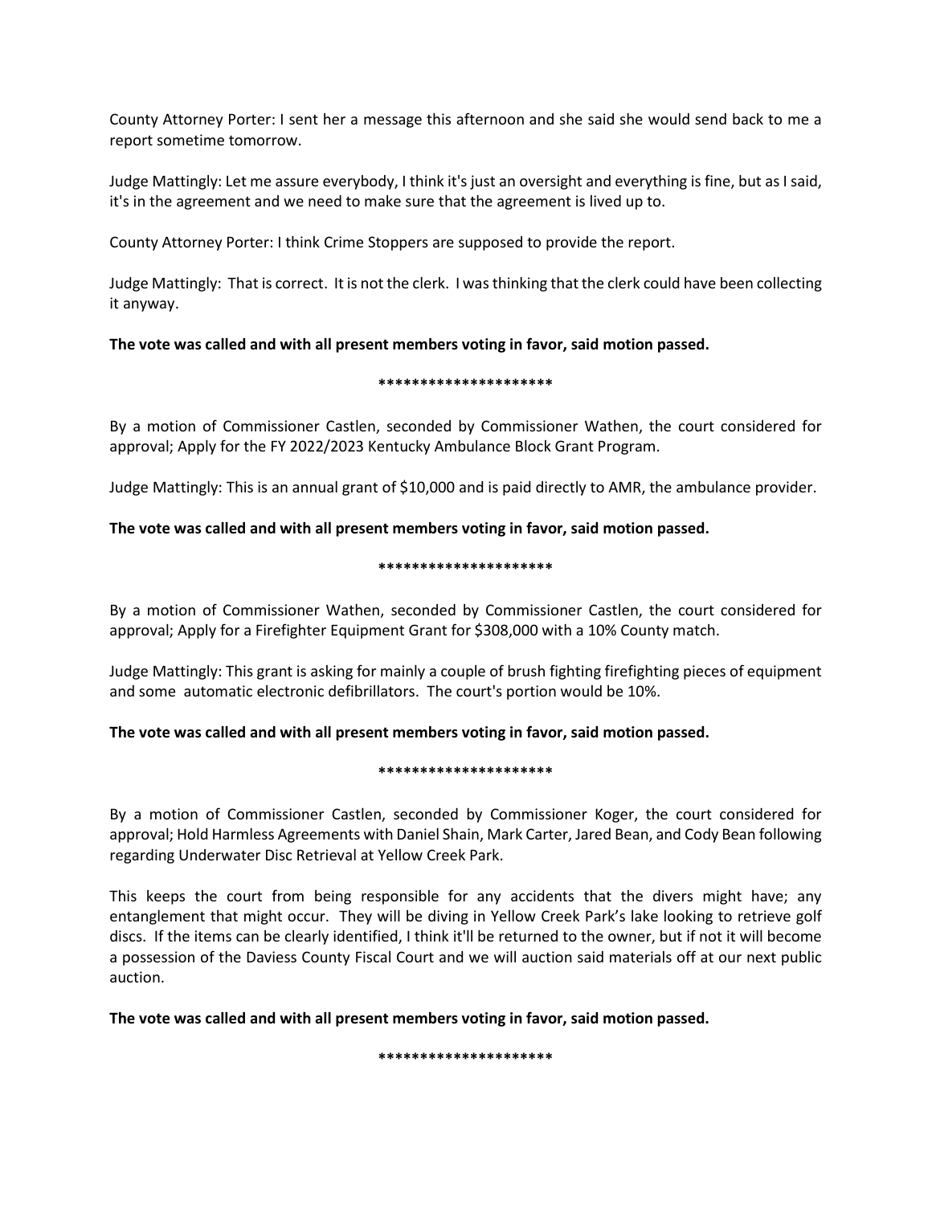County Attorney Porter: I sent her a message this afternoon and she said she would send back to me a report sometime tomorrow.

Judge Mattingly: Let me assure everybody, I think it's just an oversight and everything is fine, but as I said, it's in the agreement and we need to make sure that the agreement is lived up to.

County Attorney Porter: I think Crime Stoppers are supposed to provide the report.

Judge Mattingly: That is correct. It is not the clerk. I was thinking that the clerk could have been collecting it anyway.

**The vote was called and with all present members voting in favor, said motion passed.**

*********************

By a motion of Commissioner Castlen, seconded by Commissioner Wathen, the court considered for approval; Apply for the FY 2022/2023 Kentucky Ambulance Block Grant Program.

Judge Mattingly: This is an annual grant of $10,000 and is paid directly to AMR, the ambulance provider.

**The vote was called and with all present members voting in favor, said motion passed.**

*********************

By a motion of Commissioner Wathen, seconded by Commissioner Castlen, the court considered for approval; Apply for a Firefighter Equipment Grant for $308,000 with a 10% County match.

Judge Mattingly: This grant is asking for mainly a couple of brush fighting firefighting pieces of equipment and some automatic electronic defibrillators. The court's portion would be 10%.

**The vote was called and with all present members voting in favor, said motion passed.**

*********************

By a motion of Commissioner Castlen, seconded by Commissioner Koger, the court considered for approval; Hold Harmless Agreements with Daniel Shain, Mark Carter, Jared Bean, and Cody Bean following regarding Underwater Disc Retrieval at Yellow Creek Park.

This keeps the court from being responsible for any accidents that the divers might have; any entanglement that might occur. They will be diving in Yellow Creek Park's lake looking to retrieve golf discs. If the items can be clearly identified, I think it'll be returned to the owner, but if not it will become a possession of the Daviess County Fiscal Court and we will auction said materials off at our next public auction.

**The vote was called and with all present members voting in favor, said motion passed.**

*********************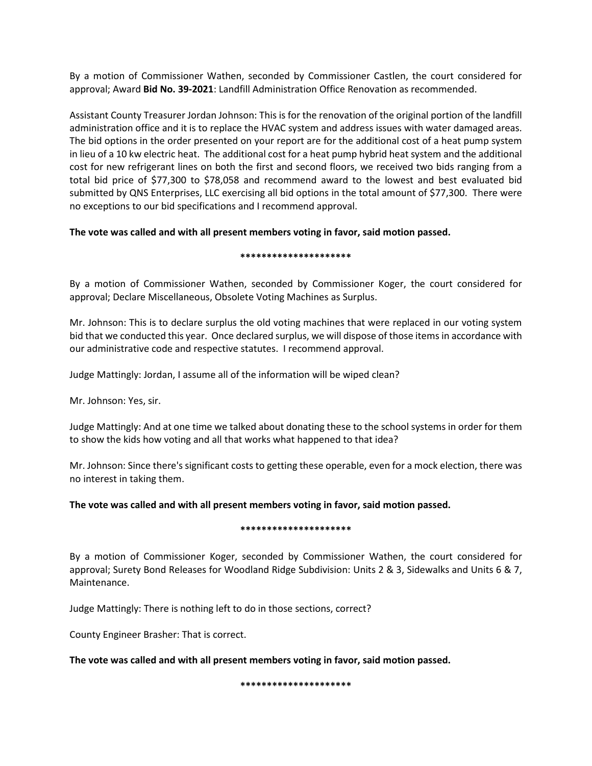By a motion of Commissioner Wathen, seconded by Commissioner Castlen, the court considered for approval; Award **Bid No. 39-2021**: Landfill Administration Office Renovation as recommended.

Assistant County Treasurer Jordan Johnson: This is for the renovation of the original portion of the landfill administration office and it is to replace the HVAC system and address issues with water damaged areas. The bid options in the order presented on your report are for the additional cost of a heat pump system in lieu of a 10 kw electric heat. The additional cost for a heat pump hybrid heat system and the additional cost for new refrigerant lines on both the first and second floors, we received two bids ranging from a total bid price of $77,300 to $78,058 and recommend award to the lowest and best evaluated bid submitted by QNS Enterprises, LLC exercising all bid options in the total amount of $77,300. There were no exceptions to our bid specifications and I recommend approval.

**The vote was called and with all present members voting in favor, said motion passed.**

**********************

By a motion of Commissioner Wathen, seconded by Commissioner Koger, the court considered for approval; Declare Miscellaneous, Obsolete Voting Machines as Surplus.

Mr. Johnson: This is to declare surplus the old voting machines that were replaced in our voting system bid that we conducted this year. Once declared surplus, we will dispose of those items in accordance with our administrative code and respective statutes. I recommend approval.

Judge Mattingly: Jordan, I assume all of the information will be wiped clean?

Mr. Johnson: Yes, sir.

Judge Mattingly: And at one time we talked about donating these to the school systems in order for them to show the kids how voting and all that works what happened to that idea?

Mr. Johnson: Since there's significant costs to getting these operable, even for a mock election, there was no interest in taking them.

**The vote was called and with all present members voting in favor, said motion passed.**

**********************

By a motion of Commissioner Koger, seconded by Commissioner Wathen, the court considered for approval; Surety Bond Releases for Woodland Ridge Subdivision: Units 2 & 3, Sidewalks and Units 6 & 7, Maintenance.

Judge Mattingly: There is nothing left to do in those sections, correct?

County Engineer Brasher: That is correct.

**The vote was called and with all present members voting in favor, said motion passed.**

**********************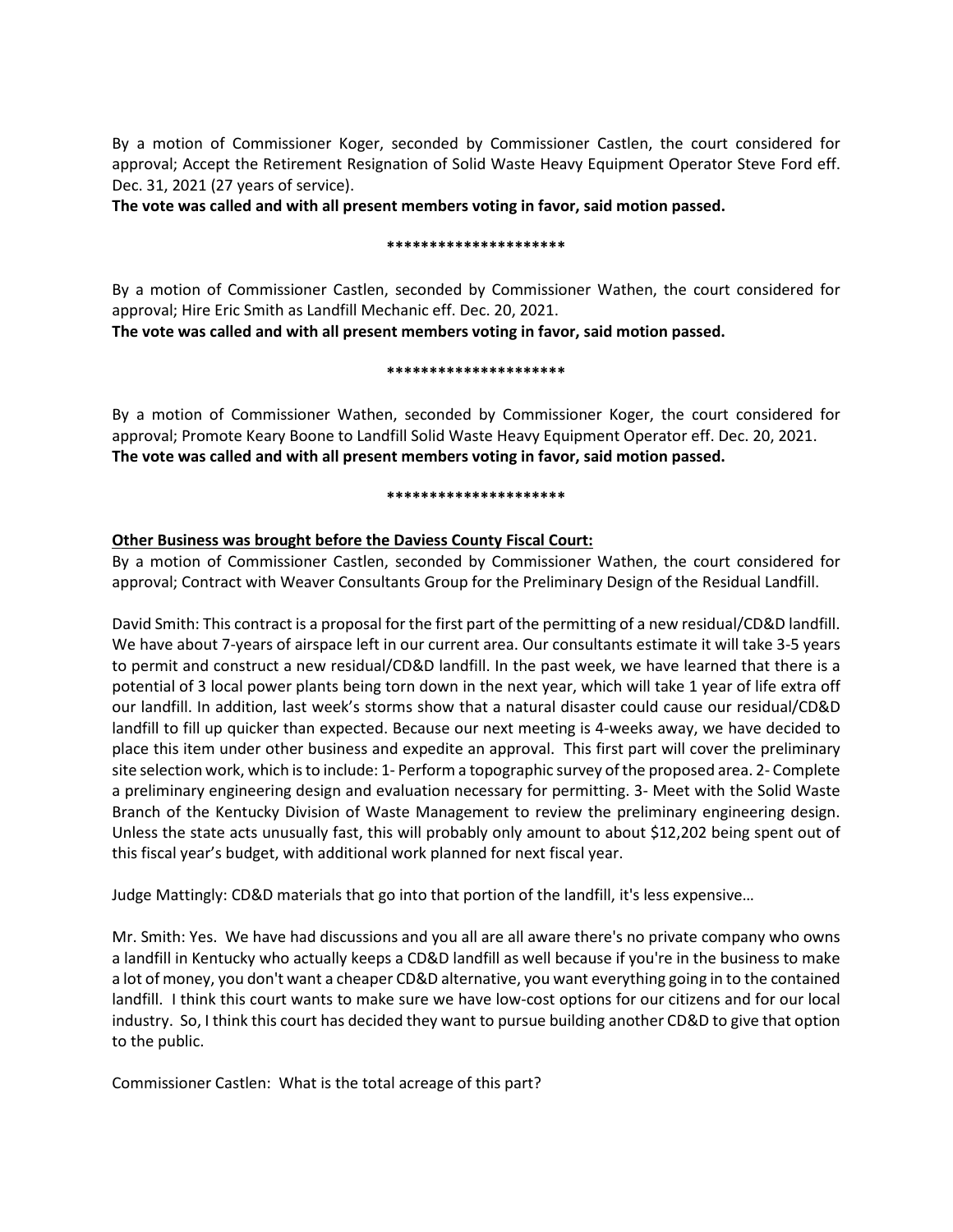By a motion of Commissioner Koger, seconded by Commissioner Castlen, the court considered for approval; Accept the Retirement Resignation of Solid Waste Heavy Equipment Operator Steve Ford eff. Dec. 31, 2021 (27 years of service).

**The vote was called and with all present members voting in favor, said motion passed.**

**********************

By a motion of Commissioner Castlen, seconded by Commissioner Wathen, the court considered for approval; Hire Eric Smith as Landfill Mechanic eff. Dec. 20, 2021.

**The vote was called and with all present members voting in favor, said motion passed.**

**********************

By a motion of Commissioner Wathen, seconded by Commissioner Koger, the court considered for approval; Promote Keary Boone to Landfill Solid Waste Heavy Equipment Operator eff. Dec. 20, 2021.

**The vote was called and with all present members voting in favor, said motion passed.**

**********************

**<u>Other Business was brought before the Daviess County Fiscal Court:</u>**

By a motion of Commissioner Castlen, seconded by Commissioner Wathen, the court considered for approval; Contract with Weaver Consultants Group for the Preliminary Design of the Residual Landfill.

David Smith: This contract is a proposal for the first part of the permitting of a new residual/CD&D landfill. We have about 7-years of airspace left in our current area. Our consultants estimate it will take 3-5 years to permit and construct a new residual/CD&D landfill. In the past week, we have learned that there is a potential of 3 local power plants being torn down in the next year, which will take 1 year of life extra off our landfill. In addition, last week's storms show that a natural disaster could cause our residual/CD&D landfill to fill up quicker than expected. Because our next meeting is 4-weeks away, we have decided to place this item under other business and expedite an approval. This first part will cover the preliminary site selection work, which is to include: 1- Perform a topographic survey of the proposed area. 2- Complete a preliminary engineering design and evaluation necessary for permitting. 3- Meet with the Solid Waste Branch of the Kentucky Division of Waste Management to review the preliminary engineering design. Unless the state acts unusually fast, this will probably only amount to about $12,202 being spent out of this fiscal year's budget, with additional work planned for next fiscal year.

Judge Mattingly: CD&D materials that go into that portion of the landfill, it's less expensive…

Mr. Smith: Yes. We have had discussions and you all are all aware there's no private company who owns a landfill in Kentucky who actually keeps a CD&D landfill as well because if you're in the business to make a lot of money, you don't want a cheaper CD&D alternative, you want everything going in to the contained landfill. I think this court wants to make sure we have low-cost options for our citizens and for our local industry. So, I think this court has decided they want to pursue building another CD&D to give that option to the public.

Commissioner Castlen: What is the total acreage of this part?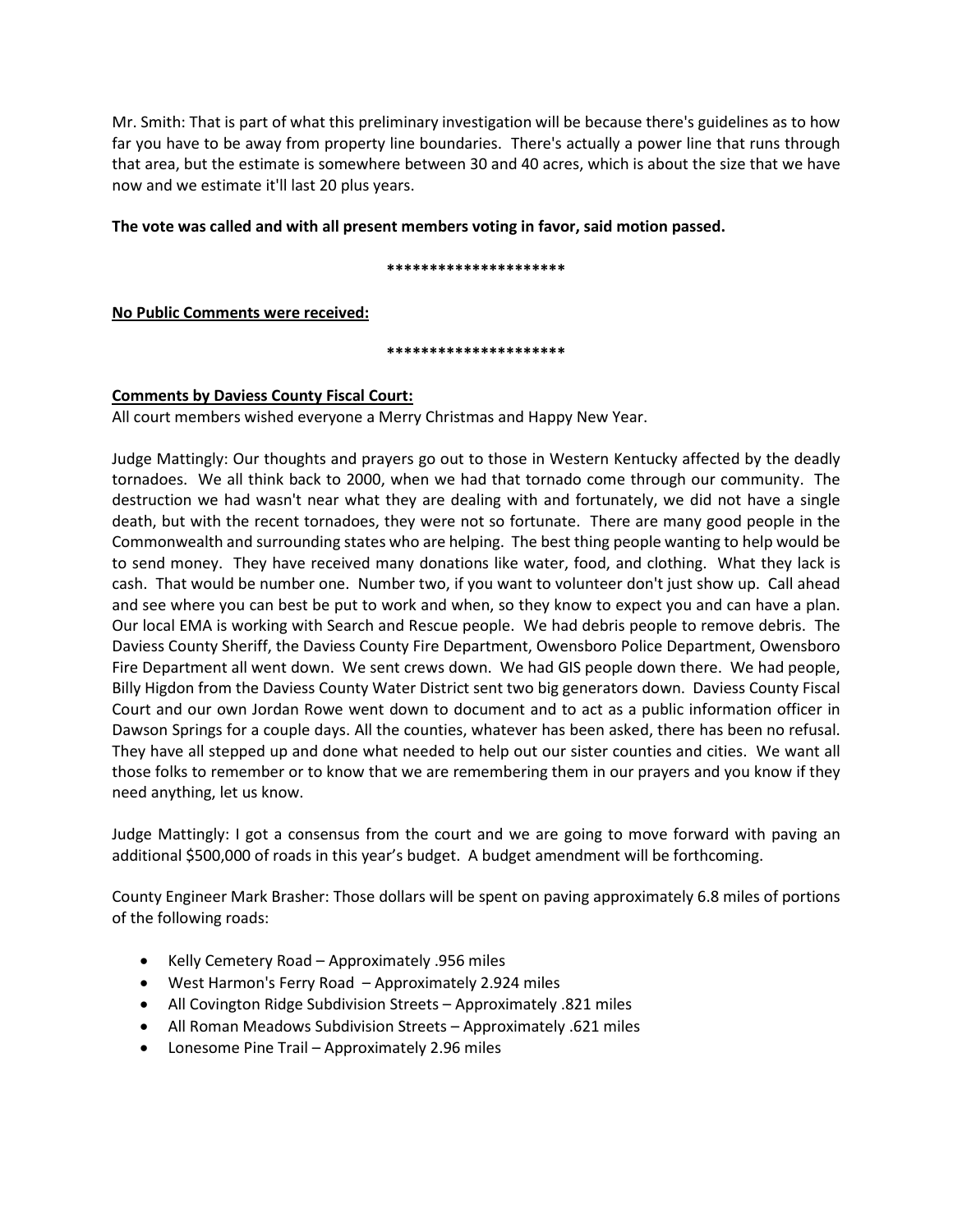Mr. Smith: That is part of what this preliminary investigation will be because there's guidelines as to how far you have to be away from property line boundaries. There's actually a power line that runs through that area, but the estimate is somewhere between 30 and 40 acres, which is about the size that we have now and we estimate it'll last 20 plus years.

**The vote was called and with all present members voting in favor, said motion passed.**

*********************

**No Public Comments were received:**

*********************

**Comments by Daviess County Fiscal Court:**

All court members wished everyone a Merry Christmas and Happy New Year.

Judge Mattingly: Our thoughts and prayers go out to those in Western Kentucky affected by the deadly tornadoes. We all think back to 2000, when we had that tornado come through our community. The destruction we had wasn't near what they are dealing with and fortunately, we did not have a single death, but with the recent tornadoes, they were not so fortunate. There are many good people in the Commonwealth and surrounding states who are helping. The best thing people wanting to help would be to send money. They have received many donations like water, food, and clothing. What they lack is cash. That would be number one. Number two, if you want to volunteer don't just show up. Call ahead and see where you can best be put to work and when, so they know to expect you and can have a plan. Our local EMA is working with Search and Rescue people. We had debris people to remove debris. The Daviess County Sheriff, the Daviess County Fire Department, Owensboro Police Department, Owensboro Fire Department all went down. We sent crews down. We had GIS people down there. We had people, Billy Higdon from the Daviess County Water District sent two big generators down. Daviess County Fiscal Court and our own Jordan Rowe went down to document and to act as a public information officer in Dawson Springs for a couple days. All the counties, whatever has been asked, there has been no refusal. They have all stepped up and done what needed to help out our sister counties and cities. We want all those folks to remember or to know that we are remembering them in our prayers and you know if they need anything, let us know.

Judge Mattingly: I got a consensus from the court and we are going to move forward with paving an additional $500,000 of roads in this year's budget. A budget amendment will be forthcoming.

County Engineer Mark Brasher: Those dollars will be spent on paving approximately 6.8 miles of portions of the following roads:

- Kelly Cemetery Road – Approximately .956 miles
- West Harmon's Ferry Road – Approximately 2.924 miles
- All Covington Ridge Subdivision Streets – Approximately .821 miles
- All Roman Meadows Subdivision Streets – Approximately .621 miles
- Lonesome Pine Trail – Approximately 2.96 miles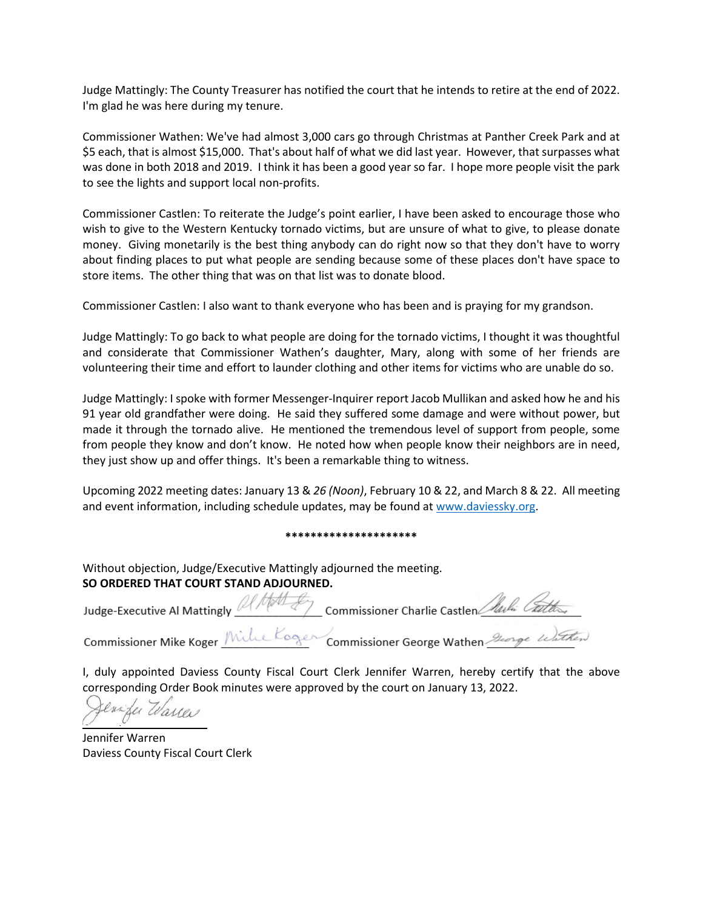Judge Mattingly: The County Treasurer has notified the court that he intends to retire at the end of 2022. I'm glad he was here during my tenure.

Commissioner Wathen: We've had almost 3,000 cars go through Christmas at Panther Creek Park and at $5 each, that is almost $15,000. That's about half of what we did last year. However, that surpasses what was done in both 2018 and 2019. I think it has been a good year so far. I hope more people visit the park to see the lights and support local non-profits.

Commissioner Castlen: To reiterate the Judge's point earlier, I have been asked to encourage those who wish to give to the Western Kentucky tornado victims, but are unsure of what to give, to please donate money. Giving monetarily is the best thing anybody can do right now so that they don't have to worry about finding places to put what people are sending because some of these places don't have space to store items. The other thing that was on that list was to donate blood.

Commissioner Castlen: I also want to thank everyone who has been and is praying for my grandson.

Judge Mattingly: To go back to what people are doing for the tornado victims, I thought it was thoughtful and considerate that Commissioner Wathen's daughter, Mary, along with some of her friends are volunteering their time and effort to launder clothing and other items for victims who are unable do so.

Judge Mattingly: I spoke with former Messenger-Inquirer report Jacob Mullikan and asked how he and his 91 year old grandfather were doing. He said they suffered some damage and were without power, but made it through the tornado alive. He mentioned the tremendous level of support from people, some from people they know and don't know. He noted how when people know their neighbors are in need, they just show up and offer things. It's been a remarkable thing to witness.

Upcoming 2022 meeting dates: January 13 & *26 (Noon)*, February 10 & 22, and March 8 & 22. All meeting and event information, including schedule updates, may be found at www.daviessky.org.

*********************

Without objection, Judge/Executive Mattingly adjourned the meeting.
**SO ORDERED THAT COURT STAND ADJOURNED.**

Judge-Executive Al Mattingly ____________ Commissioner Charlie Castlen ____________

Commissioner Mike Koger ____________ Commissioner George Wathen ____________

I, duly appointed Daviess County Fiscal Court Clerk Jennifer Warren, hereby certify that the above corresponding Order Book minutes were approved by the court on January 13, 2022.

____________
Jennifer Warren
Daviess County Fiscal Court Clerk